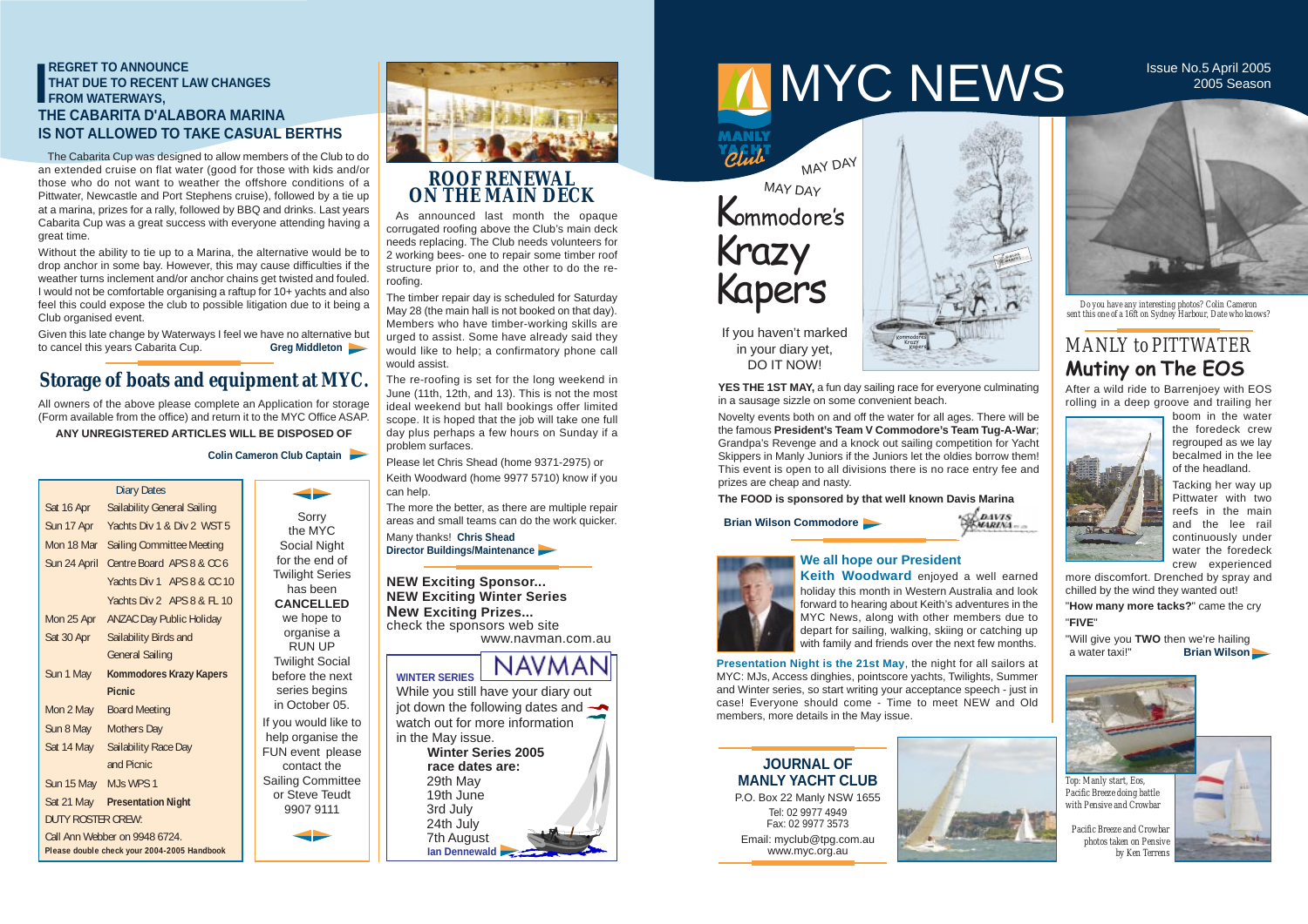# MYC NEWS

Issue No.5 April 2005
2005 Season

**REGRET TO ANNOUNCE THAT DUE TO RECENT LAW CHANGES FROM WATERWAYS,**
**THE CABARITA D'ALABORA MARINA IS NOT ALLOWED TO TAKE CASUAL BERTHS**

The Cabarita Cup was designed to allow members of the Club to do an extended cruise on flat water (good for those with kids and/or those who do not want to weather the offshore conditions of a Pittwater, Newcastle and Port Stephens cruise), followed by a tie up at a marina, prizes for a rally, followed by BBQ and drinks. Last years Cabarita Cup was a great success with everyone attending having a great time.

Without the ability to tie up to a Marina, the alternative would be to drop anchor in some bay. However, this may cause difficulties if the weather turns inclement and/or anchor chains get twisted and fouled. I would not be comfortable organising a raftup for 10+ yachts and also feel this could expose the club to possible litigation due to it being a Club organised event.

Given this late change by Waterways I feel we have no alternative but to cancel this years Cabarita Cup. **Greg Middleton**

## Storage of boats and equipment at MYC.

All owners of the above please complete an Application for Storage (Form available from the office) and return it to the MYC Office ASAP.

**ANY UNREGISTERED ARTICLES WILL BE DISPOSED OF**

**Colin Cameron Club Captain**

| Diary Dates | |
|---|---|
| Sat 16 Apr | Sailability General Sailing |
| Sun 17 Apr | Yachts Div 1 & Div 2 WST 5 |
| Mon 18 Mar | Sailing Committee Meeting |
| Sun 24 April | Centre Board APS 8 & CC 6 |
| | Yachts Div 1 APS 8 & CC 10 |
| | Yachts Div 2 APS 8 & FL 10 |
| Mon 25 Apr | ANZAC Day Public Holiday |
| Sat 30 Apr | Sailability Birds and General Sailing |
| Sun 1 May | **Kommodores Krazy Kapers Picnic** |
| Mon 2 May | Board Meeting |
| Sun 8 May | Mothers Day |
| Sat 14 May | Sailability Race Day and Picnic |
| Sun 15 May | MJs WPS 1 |
| Sat 21 May | **Presentation Night** |

DUTY ROSTER CREW:
Call Ann Webber on 9948 6724.
**Please double check your 2004-2005 Handbook**

Sorry the MYC Social Night for the end of Twilight Series has been **CANCELLED** we hope to organise a RUN UP Twilight Social before the next series begins in October 05.

If you would like to help organise the FUN event please contact the Sailing Committee or Steve Teudt 9907 9111

## ROOF RENEWAL ON THE MAIN DECK

As announced last month the opaque corrugated roofing above the Club's main deck needs replacing. The Club needs volunteers for 2 working bees- one to repair some timber roof structure prior to, and the other to do the re-roofing.

The timber repair day is scheduled for Saturday May 28 (the main hall is not booked on that day). Members who have timber-working skills are urged to assist. Some have already said they would like to help; a confirmatory phone call would assist.

The re-roofing is set for the long weekend in June (11th, 12th, and 13). This is not the most ideal weekend but hall bookings offer limited scope. It is hoped that the job will take one full day plus perhaps a few hours on Sunday if a problem surfaces.

Please let Chris Shead (home 9371-2975) or Keith Woodward (home 9977 5710) know if you can help.

The more the better, as there are multiple repair areas and small teams can do the work quicker.

Many thanks! **Chris Shead**
**Director Buildings/Maintenance**

**NEW Exciting Sponsor...**
**NEW Exciting Winter Series**
**New Exciting Prizes...**
check the sponsors web site
www.navman.com.au

NAVMAN

**WINTER SERIES**

While you still have your diary out jot down the following dates and watch out for more information in the May issue.

**Winter Series 2005 race dates are:**
29th May
19th June
3rd July
24th July
7th August

**Ian Dennewald**

MAY DAY
MAY DAY

## Kommodore's Krazy Kapers

If you haven't marked in your diary yet, DO IT NOW!

**YES THE 1ST MAY,** a fun day sailing race for everyone culminating in a sausage sizzle on some convenient beach.

Novelty events both on and off the water for all ages. There will be the famous **President's Team V Commodore's Team Tug-A-War**; Grandpa's Revenge and a knock out sailing competition for Yacht Skippers in Manly Juniors if the Juniors let the oldies borrow them! This event is open to all divisions there is no race entry fee and prizes are cheap and nasty.

**The FOOD is sponsored by that well known Davis Marina**

**Brian Wilson Commodore**

### We all hope our President

**Keith Woodward** enjoyed a well earned holiday this month in Western Australia and look forward to hearing about Keith's adventures in the MYC News, along with other members due to depart for sailing, walking, skiing or catching up with family and friends over the next few months.

**Presentation Night is the 21st May**, the night for all sailors at MYC: MJs, Access dinghies, pointscore yachts, Twilights, Summer and Winter series, so start writing your acceptance speech - just in case! Everyone should come - Time to meet NEW and Old members, more details in the May issue.

**JOURNAL OF MANLY YACHT CLUB**
P.O. Box 22 Manly NSW 1655
Tel: 02 9977 4949
Fax: 02 9977 3573
Email: myclub@tpg.com.au
www.myc.org.au

*Do you have any interesting photos? Colin Cameron sent this one of a 16ft on Sydney Harbour, Date who knows?*

## MANLY to PITTWATER Mutiny on The EOS

After a wild ride to Barrenjoey with EOS rolling in a deep groove and trailing her boom in the water the foredeck crew regrouped as we lay becalmed in the lee of the headland.

Tacking her way up Pittwater with two reefs in the main and the lee rail continuously under water the foredeck crew experienced more discomfort. Drenched by spray and chilled by the wind they wanted out!

"**How many more tacks?**" came the cry

"**FIVE**"

"Will give you **TWO** then we're hailing a water taxi!" **Brian Wilson**

*Top: Manly start, Eos, Pacific Breeze doing battle with Pensive and Crowbar*

*Pacific Breeze and Crowbar photos taken on Pensive by Ken Terrens*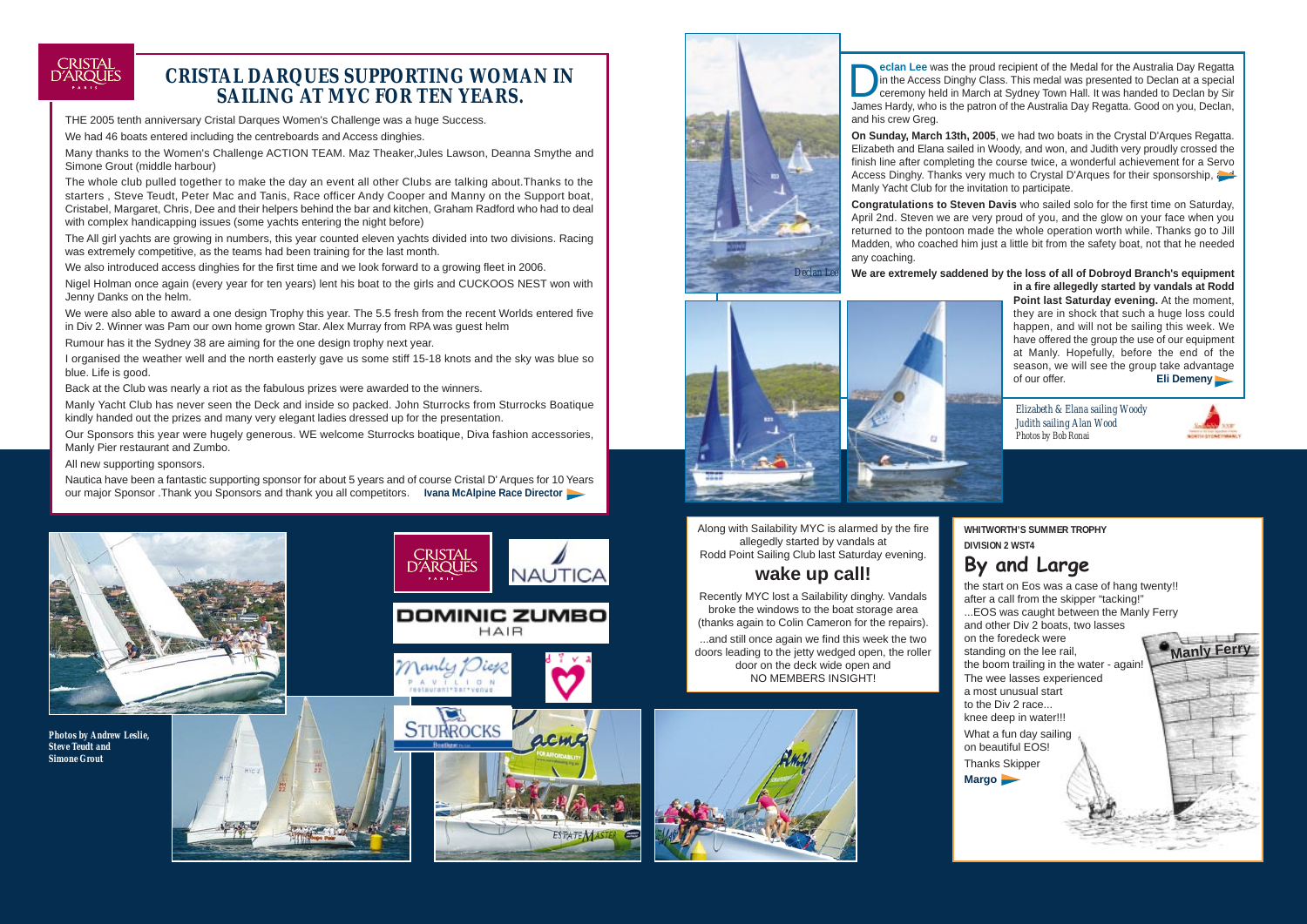# CRISTAL DARQUES SUPPORTING WOMAN IN SAILING AT MYC FOR TEN YEARS.

THE 2005 tenth anniversary Cristal Darques Women's Challenge was a huge Success.

We had 46 boats entered including the centreboards and Access dinghies.

Many thanks to the Women's Challenge ACTION TEAM. Maz Theaker,Jules Lawson, Deanna Smythe and Simone Grout (middle harbour)

The whole club pulled together to make the day an event all other Clubs are talking about.Thanks to the starters , Steve Teudt, Peter Mac and Tanis, Race officer Andy Cooper and Manny on the Support boat, Cristabel, Margaret, Chris, Dee and their helpers behind the bar and kitchen, Graham Radford who had to deal with complex handicapping issues (some yachts entering the night before)

The All girl yachts are growing in numbers, this year counted eleven yachts divided into two divisions. Racing was extremely competitive, as the teams had been training for the last month.

We also introduced access dinghies for the first time and we look forward to a growing fleet in 2006.

Nigel Holman once again (every year for ten years) lent his boat to the girls and CUCKOOS NEST won with Jenny Danks on the helm.

We were also able to award a one design Trophy this year. The 5.5 fresh from the recent Worlds entered five in Div 2. Winner was Pam our own home grown Star. Alex Murray from RPA was guest helm

Rumour has it the Sydney 38 are aiming for the one design trophy next year.

I organised the weather well and the north easterly gave us some stiff 15-18 knots and the sky was blue so blue. Life is good.

Back at the Club was nearly a riot as the fabulous prizes were awarded to the winners.

Manly Yacht Club has never seen the Deck and inside so packed. John Sturrocks from Sturrocks Boatique kindly handed out the prizes and many very elegant ladies dressed up for the presentation.

Our Sponsors this year were hugely generous. WE welcome Sturrocks boatique, Diva fashion accessories, Manly Pier restaurant and Zumbo.

All new supporting sponsors.

Nautica have been a fantastic supporting sponsor for about 5 years and of course Cristal D' Arques for 10 Years our major Sponsor .Thank you Sponsors and thank you all competitors. **Ivana McAlpine Race Director**

*Photos by Andrew Leslie, Steve Teudt and Simone Grout*

**Declan Lee** was the proud recipient of the Medal for the Australia Day Regatta in the Access Dinghy Class. This medal was presented to Declan at a special ceremony held in March at Sydney Town Hall. It was handed to Declan by Sir James Hardy, who is the patron of the Australia Day Regatta. Good on you, Declan, and his crew Greg.

**On Sunday, March 13th, 2005**, we had two boats in the Crystal D'Arques Regatta. Elizabeth and Elana sailed in Woody, and won, and Judith very proudly crossed the finish line after completing the course twice, a wonderful achievement for a Servo Access Dinghy. Thanks very much to Crystal D'Arques for their sponsorship, and Manly Yacht Club for the invitation to participate.

**Congratulations to Steven Davis** who sailed solo for the first time on Saturday, April 2nd. Steven we are very proud of you, and the glow on your face when you returned to the pontoon made the whole operation worth while. Thanks go to Jill Madden, who coached him just a little bit from the safety boat, not that he needed any coaching.

**We are extremely saddened by the loss of all of Dobroyd Branch's equipment in a fire allegedly started by vandals at Rodd Point last Saturday evening.** At the moment, they are in shock that such a huge loss could happen, and will not be sailing this week. We have offered the group the use of our equipment at Manly. Hopefully, before the end of the season, we will see the group take advantage of our offer. **Eli Demeny**

*Declan Lee*

*Elizabeth & Elana sailing Woody*
*Judith sailing Alan Wood*
*Photos by Bob Ronai*

Along with Sailability MYC is alarmed by the fire allegedly started by vandals at Rodd Point Sailing Club last Saturday evening.

## wake up call!

Recently MYC lost a Sailability dinghy. Vandals broke the windows to the boat storage area (thanks again to Colin Cameron for the repairs).

...and still once again we find this week the two doors leading to the jetty wedged open, the roller door on the deck wide open and NO MEMBERS INSIGHT!

**WHITWORTH'S SUMMER TROPHY**
**DIVISION 2 WST4**

## By and Large

the start on Eos was a case of hang twenty!! after a call from the skipper "tacking!"
...EOS was caught between the Manly Ferry and other Div 2 boats, two lasses on the foredeck were standing on the lee rail, the boom trailing in the water - again!
The wee lasses experienced a most unusual start to the Div 2 race... knee deep in water!!!

What a fun day sailing on beautiful EOS!

Thanks Skipper

**Margo**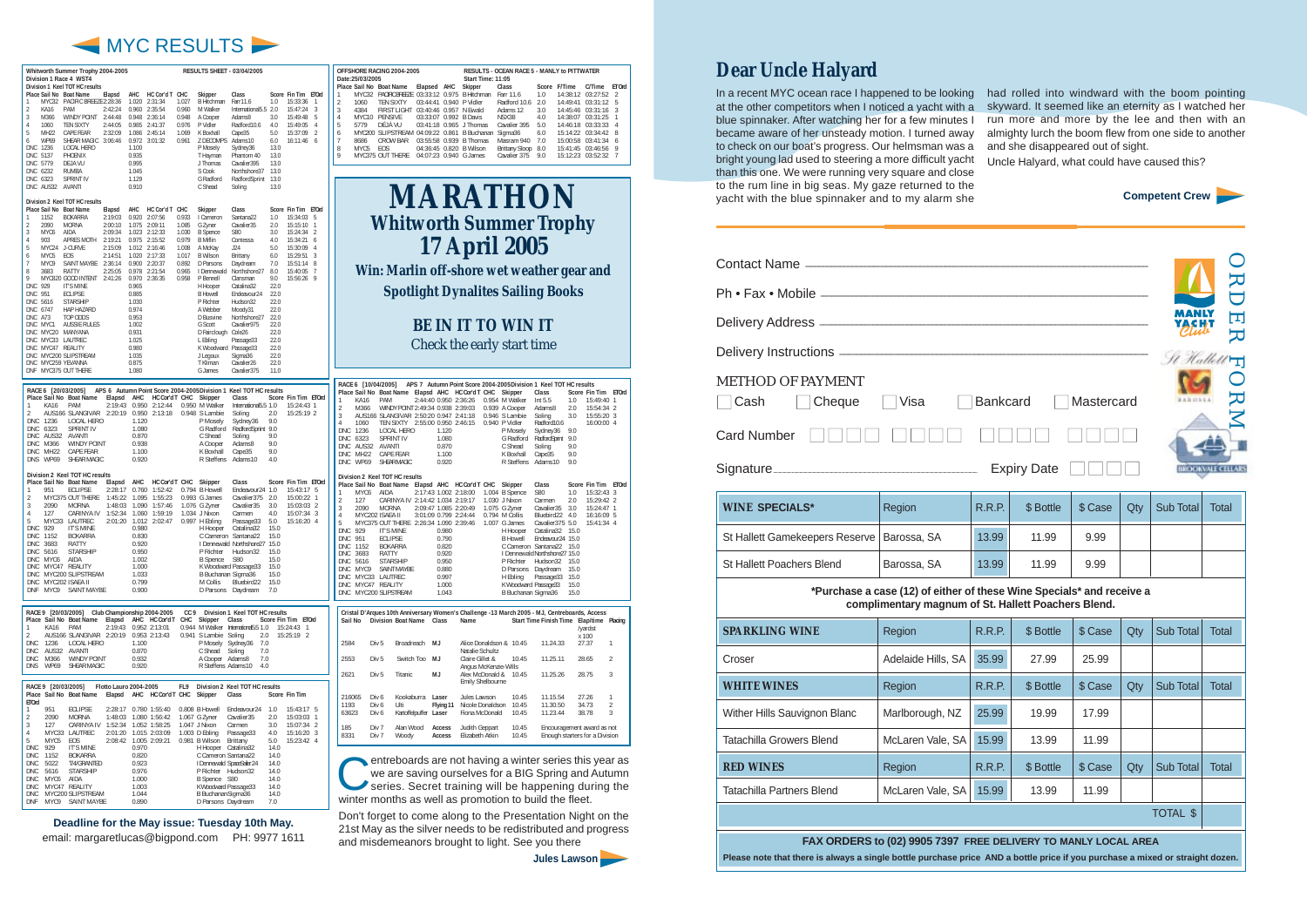# MYC RESULTS

## Whitworth Summer Trophy 2004-2005

RESULTS SHEET - 03/04/2005

Division 1 Race 4 WST4

**Division 1 Keel TOT HC results**

| Place | Sail No | Boat Name | Elapsd | AHC | HC Cor'd T | CHC | Skipper | Class | Score | Fin Tim | E'Ord |
|---|---|---|---|---|---|---|---|---|---|---|---|
| 1 | MYC32 | PACIFIC BREEZE | 2:28:36 | 1.020 | 2:31:34 | 1.027 | B Hitchman | Farr 11.6 | 1.0 | 15:33:36 | 1 |
| 2 | KA16 | PAM | 2:42:24 | 0.960 | 2:35:54 | 0.960 | M Walker | International5.5 | 2.0 | 15:47:24 | 3 |
| 3 | M366 | WINDY POINT | 2:44:48 | 0.948 | 2:36:14 | 0.948 | A Cooper | Adams8 | 3.0 | 15:49:48 | 5 |
| 4 | 1060 | TEN SIXTY | 2:44:05 | 0.985 | 2:41:37 | 0.976 | P Voller | Radford10.6 | 4.0 | 15:49:05 | 4 |
| 5 | MH22 | CAPE FEAR | 2:32:09 | 1.086 | 2:45:14 | 1.069 | K Boxhall | Cape35 | 5.0 | 15:37:09 | 2 |
| 6 | WP69 | SHEAR MAGIC | 3:06:46 | 0.972 | 3:01:32 | 0.961 | Z DECOMPS | Adams10 | 6.0 | 16:11:46 | 6 |
| DNC | 1236 | LOCAL HERO | | 1.100 | | | P Mosely | Sydney36 | 13.0 | | |
| DNC | 5137 | PHOENIX | | 0.935 | | | T Hayman | Phantom 40 | 13.0 | | |
| DNC | 5779 | DEJA VU | | 0.995 | | | J Thomas | Cavalier395 | 13.0 | | |
| DNC | 6232 | RUMBA | | 1.045 | | | S Cook | Northshore37 | 13.0 | | |
| DNC | 6323 | SPRINT IV | | 1.129 | | | G Radford | RadfordSprint | 13.0 | | |
| DNC | AUS32 | AVANTI | | 0.910 | | | C Shead | Soling | 13.0 | | |

**Division 2 Keel TOT HC results**

| Place | Sail No | Boat Name | Elapsd | AHC | HC Cor'd T | CHC | Skipper | Class | Score | Fin Tim | E'Ord |
|---|---|---|---|---|---|---|---|---|---|---|---|
| 1 | 1152 | BOKARRA | 2:19:03 | 0.920 | 2:07:56 | 0.933 | I Cameron | Santana22 | 1.0 | 15:34:03 | 5 |
| 2 | 2090 | MORNA | 2:00:10 | 1.075 | 2:09:11 | 1.085 | G Zyner | Cavalier35 | 2.0 | 15:15:10 | 1 |
| 3 | MYC6 | AIDA | 2:09:34 | 1.023 | 2:12:33 | 1.030 | B Spence | S80 | 3.0 | 15:24:34 | 2 |
| 4 | 903 | APRES MOTH | 2:19:21 | 0.975 | 2:15:52 | 0.979 | B Miflin | Contessa | 4.0 | 15:34:21 | 6 |
| 5 | MYC24 | J-CURVE | 2:15:09 | 1.012 | 2:16:46 | 1.008 | A McKay | J24 | 5.0 | 15:30:09 | 4 |
| 6 | MYC5 | EOS | 2:14:51 | 1.020 | 2:17:33 | 1.011 | B Wilson | Brittany | 6.0 | 15:29:51 | 3 |
| 7 | MYC9 | SAINT MAYBE | 2:36:14 | 0.900 | 2:20:37 | 0.892 | D Parsons | Daydream | 7.0 | 15:51:14 | 8 |
| 8 | 3683 | RATTY | 2:25:05 | 0.978 | 2:21:54 | 0.965 | I Dennewald | Northshore27 | 8.0 | 15:40:05 | 7 |
| 9 | MYC820 | GOOD INTENT | 2:41:26 | 0.970 | 2:36:35 | 0.958 | P Bennell | Clansman | 9.0 | 15:56:26 | 9 |
| DNC | 929 | IT'S MINE | | 0.965 | | | H Hooper | Catalina32 | 22.0 | | |
| DNC | 951 | ECLIPSE | | 0.885 | | | B Howell | Endeavour24 | 22.0 | | |
| DNC | 5616 | STARSHIP | | 1.030 | | | P Richter | Hudson32 | 22.0 | | |
| DNC | 6747 | HAP HAZARD | | 0.974 | | | A Webber | Moody31 | 22.0 | | |
| DNC | A73 | TOP ODDS | | 0.953 | | | D Busvine | Northshore27 | 22.0 | | |
| DNC | MYC1 | AUSSIE RULES | | 1.002 | | | G Scott | Cavalier975 | 22.0 | | |
| DNC | MYC20 | MANYANA | | 0.931 | | | D Fairclough | Cole26 | 22.0 | | |
| DNC | MYC33 | LAUTREC | | 1.025 | | | L Ebling | Passage33 | 22.0 | | |
| DNC | MYC47 | REALITY | | 0.980 | | | K Woodward | Passage33 | 22.0 | | |
| DNC | MYC200 | SLIPSTREAM | | 1.035 | | | J Legoux | Sigma36 | 22.0 | | |
| DNC | MYC259 | YEVANNA | | 0.875 | | | T Kirnan | Cavalier26 | 22.0 | | |
| DNF | MYC375 | OUT THERE | | 1.080 | | | G James | Cavalier375 | 11.0 | | |

## RACE 6 [20/03/2005] APS 6 Autumn Point Score 2004-2005 Division 1 Keel TOT HC results

| Place | Sail No | Boat Name | Elapsd | AHC | HC Cor'd T | CHC | Skipper | Class | Score | Fin Tim | E'Ord |
|---|---|---|---|---|---|---|---|---|---|---|---|
| 1 | KA16 | PAM | 2:19:43 | 0.950 | 2:12:44 | 0.950 | M Walker | International5.5 | 1.0 | 15:24:43 | 1 |
| 2 | AUS166 | SLANGIVAR | 2:20:19 | 0.950 | 2:13:18 | 0.948 | S Lambie | Soling | 2.0 | 15:25:19 | 2 |
| DNC | 1236 | LOCAL HERO | | 1.100 | | | P Mosely | Sydney36 | 9.0 | | |
| DNC | 6323 | SPRINT IV | | 1.090 | | | G Radford | RadfordSprint | 9.0 | | |
| DNC | AUS32 | AVANTI | | 0.870 | | | C Shead | Soling | 9.0 | | |
| DNC | M366 | WINDY POINT | | 0.938 | | | A Cooper | Adams8 | 9.0 | | |
| DNC | MH22 | CAPE FEAR | | 1.100 | | | K Boxhall | Cape35 | 9.0 | | |
| DNS | WP69 | SHEAR MAGIC | | 0.920 | | | R Steffens | Adams10 | 4.0 | | |

**Division 2 Keel TOT HC results**

| Place | Sail No | Boat Name | Elapsd | AHC | HC Cor'd T | CHC | Skipper | Class | Score | Fin Tim | E'Ord |
|---|---|---|---|---|---|---|---|---|---|---|---|
| 1 | 951 | ECLIPSE | 2:28:17 | 0.760 | 1:52:42 | 0.794 | B Howell | Endeavour24 | 1.0 | 15:43:17 | 5 |
| 2 | MYC375 | OUT THERE | 1:45:22 | 1.095 | 1:55:23 | 0.993 | G James | Cavalier375 | 2.0 | 15:00:22 | 1 |
| 3 | 2090 | MORNA | 1:48:03 | 1.090 | 1:57:46 | 1.076 | G Zyner | Cavalier35 | 3.0 | 15:03:03 | 2 |
| 4 | 127 | CARINYA IV | 1:52:34 | 1.060 | 1:59:19 | 1.034 | J Nixon | Carmen | 4.0 | 15:07:34 | 3 |
| 5 | MYC33 | LAUTREC | 2:01:20 | 1.012 | 2:02:47 | 0.997 | H Ebling | Passage33 | 5.0 | 15:16:20 | 4 |
| DNC | 929 | IT'S MINE | | 0.980 | | | H Hooper | Catalina32 | 15.0 | | |
| DNC | 1152 | BOKARRA | | 0.830 | | | C Cameron | Santana22 | 15.0 | | |
| DNC | 3683 | RATTY | | 0.920 | | | I Dennewald | Northshore27 | 15.0 | | |
| DNC | 5616 | STARSHIP | | 0.950 | | | P Richter | Hudson32 | 15.0 | | |
| DNC | MYC6 | AIDA | | 1.002 | | | B Spence | S80 | 15.0 | | |
| DNC | MYC47 | REALITY | | 1.000 | | | K Woodward | Passage33 | 15.0 | | |
| DNC | MYC200 | SLIPSTREAM | | 1.033 | | | B Buchanan | Sigma36 | 15.0 | | |
| DNC | MYC202 | ISAEA II | | 0.799 | | | M Collis | Bluebird22 | 15.0 | | |
| DNF | MYC9 | SAINT MAYBE | | 0.900 | | | D Parsons | Daydream | 7.0 | | |

## RACE 6 [20/03/2005] Club Championship 2004-2005 CC9 Division 1 Keel TOT HC results

| Place | Sail No | Boat Name | Elapsd | AHC | HC Cor'd T | CHC | Skipper | Class | Score | Fin Tim | E'Ord |
|---|---|---|---|---|---|---|---|---|---|---|---|
| 1 | KA16 | PAM | 2:19:43 | 0.952 | 2:13:01 | 0.944 | M Walker | International5.5 | 1.0 | 15:24:43 | 1 |
| 2 | AUS166 | SLANGIVAR | 2:20:19 | 0.953 | 2:13:43 | 0.941 | S Lambie | Soling | 2.0 | 15:25:19 | 2 |
| DNC | 1236 | LOCAL HERO | | 1.100 | | | P Mosely | Sydney36 | 7.0 | | |
| DNC | AUS32 | AVANTI | | 0.870 | | | C Shead | Soling | 7.0 | | |
| DNC | M366 | WINDY POINT | | 0.932 | | | A Cooper | Adams8 | 7.0 | | |
| DNS | WP69 | SHEAR MAGIC | | 0.920 | | | R Steffens | Adams10 | 4.0 | | |

## RACE 9 [20/03/2005] Flotto Lauro 2004-2005 FL9 Division 2 Keel TOT HC results

| Place | Sail No | Boat Name | Elapsd | AHC | HC Cor'd T | CHC | Skipper | Class | Score | Fin Tim | E'Ord |
|---|---|---|---|---|---|---|---|---|---|---|---|
| 1 | 951 | ECLIPSE | 2:28:17 | 0.780 | 1:55:40 | 0.808 | B Howell | Endeavour24 | 1.0 | 15:43:17 | 5 |
| 2 | 2090 | MORNA | 1:48:03 | 1.080 | 1:56:42 | 1.067 | G Zyner | Cavalier35 | 2.0 | 15:03:03 | 1 |
| 3 | 127 | CARINYA IV | 1:52:34 | 1.052 | 1:58:25 | 1.047 | J Nixon | Carmen | 3.0 | 15:07:34 | 2 |
| 4 | MYC33 | LAUTREC | 2:01:20 | 1.015 | 2:03:09 | 1.003 | D Ebling | Passage33 | 4.0 | 15:16:20 | 3 |
| 5 | MYC5 | EOS | 2:08:42 | 1.005 | 2:09:21 | 0.981 | B Wilson | Brittany | 5.0 | 15:23:42 | 4 |
| DNC | 929 | IT'S MINE | | 0.970 | | | H Hooper | Catalina32 | 14.0 | | |
| DNC | 1152 | BOKARRA | | 0.820 | | | C Cameron | Santana22 | 14.0 | | |
| DNC | 5022 | TAKGRANTED | | 0.923 | | | I Dennewald | SpaceSailer24 | 14.0 | | |
| DNC | 5616 | STARSHIP | | 0.976 | | | P Richter | Hudson32 | 14.0 | | |
| DNC | MYC6 | AIDA | | 1.000 | | | B Spence | S80 | 14.0 | | |
| DNC | MYC47 | REALITY | | 1.003 | | | K Woodward | Passage33 | 14.0 | | |
| DNC | MYC200 | SLIPSTREAM | | 1.044 | | | B Buchanan | Sigma36 | 14.0 | | |
| DNF | MYC9 | SAINT MAYBE | | 0.890 | | | D Parsons | Daydream | 7.0 | | |

**Deadline for the May issue: Tuesday 10th May.**
email: margaretlucas@bigpond.com PH: 9977 1611

## OFFSHORE RACING 2004-2005

RESULTS - OCEAN RACE 5 - MANLY to PITTWATER

Date: 25/03/2005 Start Time: 11:05

| Place | Sail No | Boat Name | Elapsed | AHC | Skipper | Class | Score | F/Time | C/Time | E'Ord |
|---|---|---|---|---|---|---|---|---|---|---|
| 1 | MYC32 | PACIFIC BREEZE | 03:33:12 | 0.975 | B Hitchman | Farr 11.6 | 1.0 | 14:38:12 | 03:27:52 | 2 |
| 2 | 1060 | TEN SIXTY | 03:44:41 | 0.940 | P Voller | Radford 10.6 | 2.0 | 14:49:41 | 03:31:12 | 5 |
| 3 | 4384 | FIRST LIGHT | 03:40:46 | 0.957 | N Ewald | Adams 12 | 3.0 | 14:45:46 | 03:31:16 | 3 |
| 4 | MYC10 | PENSIVE | 03:33:07 | 0.992 | B Davis | NSX38 | 4.0 | 14:38:07 | 03:31:25 | 1 |
| 5 | 5779 | DEJA VU | 03:41:18 | 0.965 | J Thomas | Cavalier 395 | 5.0 | 14:46:18 | 03:33:33 | 4 |
| 6 | MYC200 | SLIPSTREAM | 04:09:22 | 0.861 | B Buchanan | Sigma36 | 6.0 | 15:14:22 | 03:34:42 | 8 |
| 7 | 8686 | CROW BAR | 03:55:58 | 0.939 | B Thomas | Masram 940 | 7.0 | 15:00:58 | 03:41:34 | 6 |
| 8 | MYC5 | EOS | 04:36:45 | 0.820 | B Wilson | Brittany Sloop | 8.0 | 15:41:45 | 03:46:56 | 9 |
| 9 | MYC375 | OUT THERE | 04:07:23 | 0.940 | G James | Cavalier 375 | 9.0 | 15:12:23 | 03:52:32 | 7 |

# MARATHON
## Whitworth Summer Trophy
## 17 April 2005

**Win: Marlin off-shore wet weather gear and Spotlight Dynalites Sailing Books**

**BE IN IT TO WIN IT**

Check the early start time

## RACE 6 [10/04/2005] APS 7 Autumn Point Score 2004-2005 Division 1 Keel TOT HC results

| Place | Sail No | Boat Name | Elapsd | AHC | HC Cor'd T | CHC | Skipper | Class | Score | Fin Tim | E'Ord |
|---|---|---|---|---|---|---|---|---|---|---|---|
| 1 | KA16 | PAM | 2:44:40 | 0.950 | 2:36:26 | 0.954 | M Walker | Int 5.5 | 1.0 | 15:49:40 | 1 |
| 2 | M366 | WINDY POINT | 2:49:34 | 0.938 | 2:39:03 | 0.939 | A Cooper | Adams8 | 2.0 | 15:54:34 | 2 |
| 3 | AUS166 | SLANGIVAR | 2:50:20 | 0.947 | 2:41:18 | 0.946 | S Lambie | Soling | 3.0 | 15:55:20 | 3 |
| 4 | 1060 | TEN SIXTY | 2:55:00 | 0.950 | 2:46:15 | 0.940 | P Voller | Radford10.6 | | 16:00:00 | 4 |
| DNC | 1236 | LOCAL HERO | | 1.120 | | | P Mosely | Sydney36 | 9.0 | | |
| DNC | 6323 | SPRINT IV | | 1.080 | | | G Radford | RadfordSprint | 9.0 | | |
| DNC | AUS32 | AVANTI | | 0.870 | | | C Shead | Soling | 9.0 | | |
| DNC | MH22 | CAPE FEAR | | 1.100 | | | K Boxhall | Cape35 | 9.0 | | |
| DNC | WP69 | SHEAR MAGIC | | 0.920 | | | R Steffens | Adams10 | 9.0 | | |

**Division 2 Keel TOT HC results**

| Place | Sail No | Boat Name | Elapsd | AHC | HC Cor'd T | CHC | Skipper | Class | Score | Fin Tim | E'Ord |
|---|---|---|---|---|---|---|---|---|---|---|---|
| 1 | MYC6 | AIDA | 2:17:43 | 1.002 | 2:18:00 | 1.004 | B Spence | S80 | 1.0 | 15:32:43 | 3 |
| 2 | 127 | CARINYA IV | 2:14:42 | 1.034 | 2:19:17 | 1.030 | J Nixon | Carmen | 2.0 | 15:29:42 | 2 |
| 3 | 2090 | MORNA | 2:09:47 | 1.085 | 2:20:49 | 1.075 | G Zyner | Cavalier35 | 3.0 | 15:24:47 | 1 |
| 4 | MYC202 | ISAEA II | 3:01:09 | 0.799 | 2:24:44 | 0.794 | M Collis | Bluebird22 | 4.0 | 16:16:09 | 5 |
| 5 | MYC375 | OUT THERE | 2:26:34 | 1.090 | 2:39:46 | 1.007 | G James | Cavalier375 | 5.0 | 15:41:34 | 4 |
| DNC | 929 | IT'S MINE | | 0.980 | | | H Hooper | Catalina32 | 15.0 | | |
| DNC | 951 | ECLIPSE | | 0.790 | | | B Howell | Endeavour24 | 15.0 | | |
| DNC | 1152 | BOKARRA | | 0.820 | | | C Cameron | Santana22 | 15.0 | | |
| DNC | 3683 | RATTY | | 0.920 | | | I Dennewald | Northshore27 | 15.0 | | |
| DNC | 5616 | STARSHIP | | 0.950 | | | P Richter | Hudson32 | 15.0 | | |
| DNC | MYC9 | SAINT MAYBE | | 0.880 | | | D Parsons | Daydream | 15.0 | | |
| DNC | MYC33 | LAUTREC | | 0.997 | | | H Ebling | Passage33 | 15.0 | | |
| DNC | MYC47 | REALITY | | 1.000 | | | K Woodward | Passage33 | 15.0 | | |
| DNC | MYC200 | SLIPSTREAM | | 1.043 | | | B Buchanan | Sigma36 | 15.0 | | |

## Cristal D'Arques 10th Anniversary Women's Challenge -13 March 2005 - MJ, Centreboards, Access

| Sail No | Division | Boat Name | Class | Name | Start Time | Finish Time | Elapt time /yardst x 100 | Placing |
|---|---|---|---|---|---|---|---|---|
| 2584 | Div 5 | Broadreach | MJ | Alice Donaldson & Natalie Schultz | 10.45 | 11.24.33 | 27.37 | 1 |
| 2553 | Div 5 | Switch Too | MJ | Claire Gillet & Angus McKenzie-Wills | 10.45 | 11.25.11 | 28.65 | 2 |
| 2621 | Div 5 | Titanic | MJ | Alex McDonald & Emily Shelbourne | 10.45 | 11.25.26 | 28.75 | 3 |
| 216065 | Div 6 | Kookaburra | Laser | Jules Lawson | 10.45 | 11.15.54 | 27.26 | 1 |
| 1193 | Div 6 | Ulli | Flying11 | Nicole Donaldson | 10.45 | 11.30.50 | 34.73 | 2 |
| 63623 | Div 6 | Kartoffelpuffer | Laser | Fiona McDonald | 10.45 | 11.23.44 | 38.78 | 3 |
| 185 | Div 7 | Alan Wood | Access | Judith Geppart | 10.45 | Encouragement award as not | | |
| 8331 | Div 7 | Woody | Access | Elizabeth Atkin | 10.45 | Enough starters for a Division | | |

Centreboards are not having a winter series this year as we are saving ourselves for a BIG Spring and Autumn series. Secret training will be happening during the winter months as well as promotion to build the fleet.

Don't forget to come along to the Presentation Night on the 21st May as the silver needs to be redistributed and progress and misdemeanors brought to light. See you there

**Jules Lawson**

# Dear Uncle Halyard

In a recent MYC ocean race I happened to be looking at the other competitors when I noticed a yacht with a blue spinnaker. After watching her for a few minutes I became aware of her unsteady motion. I turned away to check on our boat's progress. Our helmsman was a bright young lad used to steering a more difficult yacht than this one. We were running very square and close to the rum line in big seas. My gaze returned to the yacht with the blue spinnaker and to my alarm she had rolled into windward with the boom pointing skyward. It seemed like an eternity as I watched her run more and more by the lee and then with an almighty lurch the boom flew from one side to another and she disappeared out of sight.

Uncle Halyard, what could have caused this?

**Competent Crew**

# ORDER FORM

Contact Name ______________________

Ph • Fax • Mobile ______________________

Delivery Address ______________________

Delivery Instructions ______________________

METHOD OF PAYMENT

☐ Cash ☐ Cheque ☐ Visa ☐ Bankcard ☐ Mastercard

Card Number ☐☐☐☐ ☐☐☐☐ ☐☐☐☐ ☐☐☐☐

Signature ______________________ Expiry Date ☐☐☐☐

MANLY YACHT Club

St Hallett

BROOKVALE CELLARS

| WINE SPECIALS* | Region | R.R.P. | $ Bottle | $ Case | Qty | Sub Total | Total |
|---|---|---|---|---|---|---|---|
| St Hallett Gamekeepers Reserve | Barossa, SA | 13.99 | 11.99 | 9.99 | | | |
| St Hallett Poachers Blend | Barossa, SA | 13.99 | 11.99 | 9.99 | | | |

***Purchase a case (12) of either of these Wine Specials* and receive a complimentary magnum of St. Hallett Poachers Blend.**

| SPARKLING WINE | Region | R.R.P. | $ Bottle | $ Case | Qty | Sub Total | Total |
|---|---|---|---|---|---|---|---|
| Croser | Adelaide Hills, SA | 35.99 | 27.99 | 25.99 | | | |

| WHITE WINES | Region | R.R.P. | $ Bottle | $ Case | Qty | Sub Total | Total |
|---|---|---|---|---|---|---|---|
| Wither Hills Sauvignon Blanc | Marlborough, NZ | 25.99 | 19.99 | 17.99 | | | |
| Tatachilla Growers Blend | McLaren Vale, SA | 15.99 | 13.99 | 11.99 | | | |

| RED WINES | Region | R.R.P. | $ Bottle | $ Case | Qty | Sub Total | Total |
|---|---|---|---|---|---|---|---|
| Tatachilla Partners Blend | McLaren Vale, SA | 15.99 | 13.99 | 11.99 | | | |

TOTAL $

**FAX ORDERS to (02) 9905 7397 FREE DELIVERY TO MANLY LOCAL AREA**

**Please note that there is always a single bottle purchase price AND a bottle price if you purchase a mixed or straight dozen.**